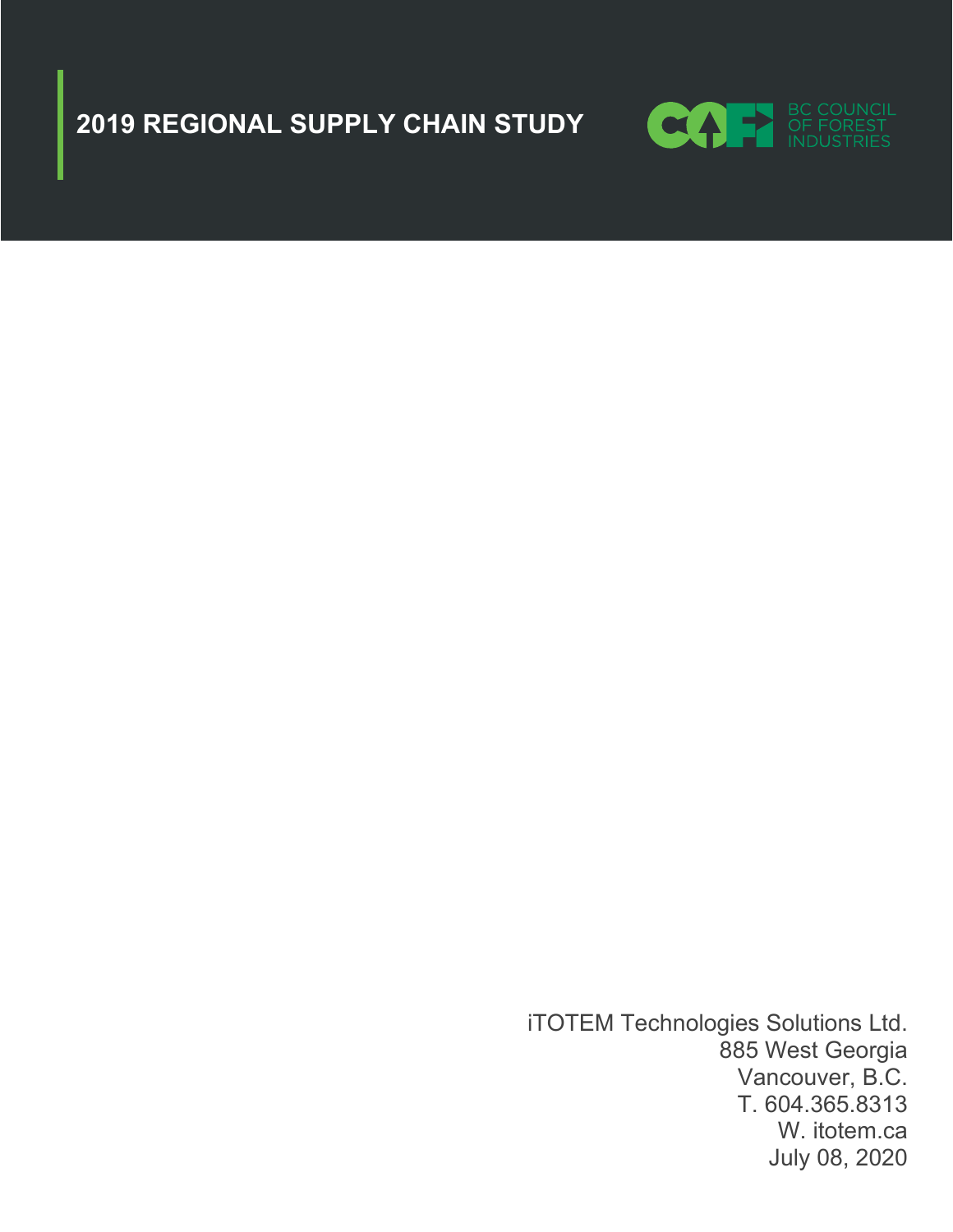# 2019 REGIONAL SUPPLY CHAIN STUDY

BC COUNCIL OF FOREST INDUSTRIES

iTOTEM Technologies Solutions Ltd.
885 West Georgia
Vancouver, B.C.
T. 604.365.8313
W. itotem.ca
July 08, 2020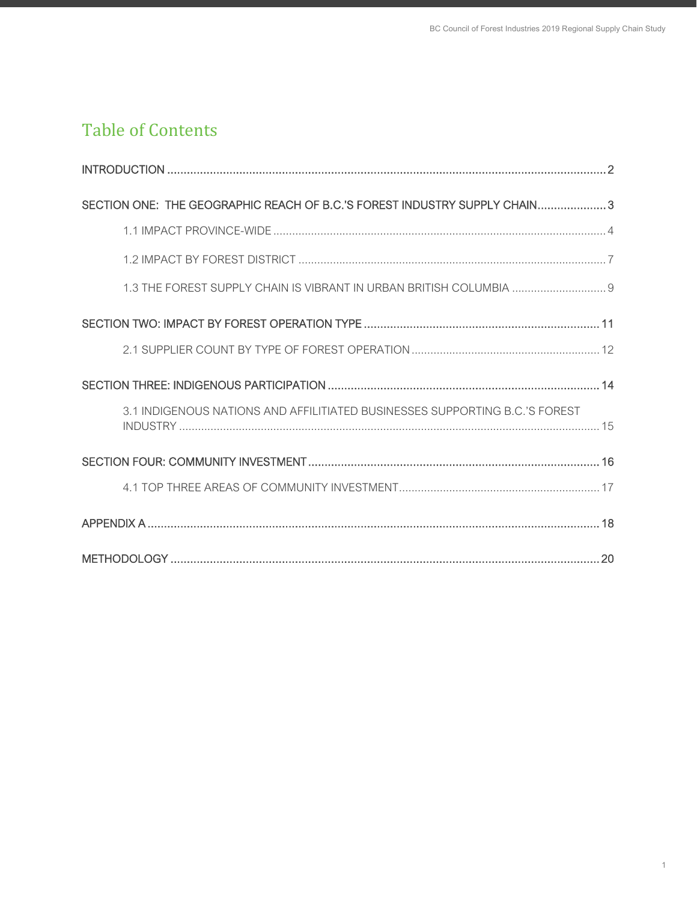# Table of Contents

INTRODUCTION ........................................................................................................................................ 2

SECTION ONE: THE GEOGRAPHIC REACH OF B.C.'S FOREST INDUSTRY SUPPLY CHAIN ..................... 3

- 1.1 IMPACT PROVINCE-WIDE ........................................................................................................ 4
- 1.2 IMPACT BY FOREST DISTRICT ................................................................................................ 7
- 1.3 THE FOREST SUPPLY CHAIN IS VIBRANT IN URBAN BRITISH COLUMBIA .............................. 9

SECTION TWO: IMPACT BY FOREST OPERATION TYPE ....................................................................... 11

- 2.1 SUPPLIER COUNT BY TYPE OF FOREST OPERATION ........................................................... 12

SECTION THREE: INDIGENOUS PARTICIPATION .................................................................................. 14

- 3.1 INDIGENOUS NATIONS AND AFFILITIATED BUSINESSES SUPPORTING B.C.'S FOREST INDUSTRY .................................................................................................................................... 15

SECTION FOUR: COMMUNITY INVESTMENT ........................................................................................ 16

- 4.1 TOP THREE AREAS OF COMMUNITY INVESTMENT ............................................................... 17

APPENDIX A ........................................................................................................................................ 18

METHODOLOGY ................................................................................................................................. 20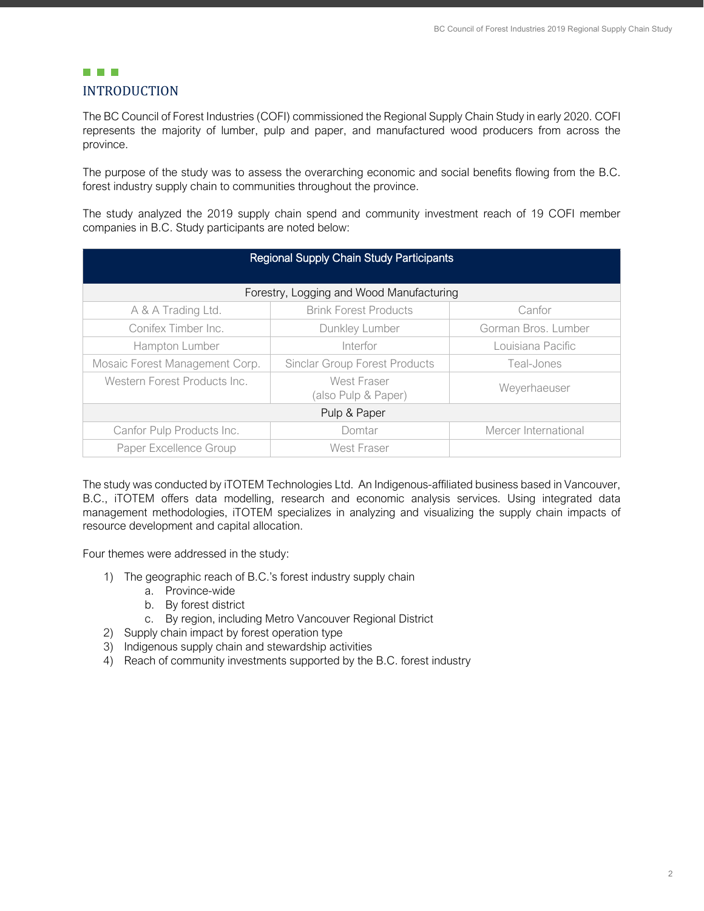## INTRODUCTION

The BC Council of Forest Industries (COFI) commissioned the Regional Supply Chain Study in early 2020. COFI represents the majority of lumber, pulp and paper, and manufactured wood producers from across the province.

The purpose of the study was to assess the overarching economic and social benefits flowing from the B.C. forest industry supply chain to communities throughout the province.

The study analyzed the 2019 supply chain spend and community investment reach of 19 COFI member companies in B.C. Study participants are noted below:

| Regional Supply Chain Study Participants | | |
|---|---|---|
| Forestry, Logging and Wood Manufacturing | | |
| A & A Trading Ltd. | Brink Forest Products | Canfor |
| Conifex Timber Inc. | Dunkley Lumber | Gorman Bros. Lumber |
| Hampton Lumber | Interfor | Louisiana Pacific |
| Mosaic Forest Management Corp. | Sinclar Group Forest Products | Teal-Jones |
| Western Forest Products Inc. | West Fraser (also Pulp & Paper) | Weyerhaeuser |
| Pulp & Paper | | |
| Canfor Pulp Products Inc. | Domtar | Mercer International |
| Paper Excellence Group | West Fraser | |

The study was conducted by iTOTEM Technologies Ltd. An Indigenous-affiliated business based in Vancouver, B.C., iTOTEM offers data modelling, research and economic analysis services. Using integrated data management methodologies, iTOTEM specializes in analyzing and visualizing the supply chain impacts of resource development and capital allocation.

Four themes were addressed in the study:

1) The geographic reach of B.C.'s forest industry supply chain
    a. Province-wide
    b. By forest district
    c. By region, including Metro Vancouver Regional District
2) Supply chain impact by forest operation type
3) Indigenous supply chain and stewardship activities
4) Reach of community investments supported by the B.C. forest industry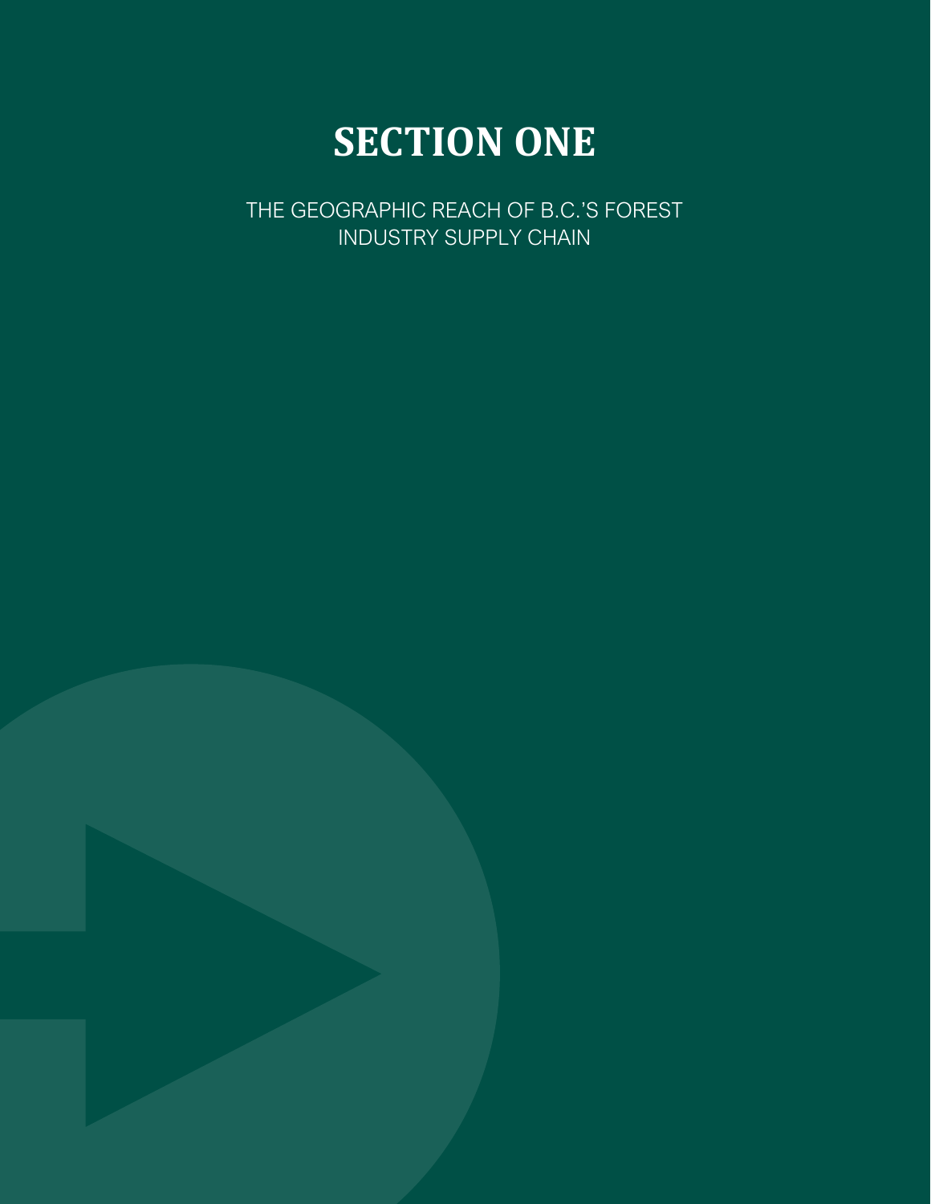# SECTION ONE

THE GEOGRAPHIC REACH OF B.C.'S FOREST INDUSTRY SUPPLY CHAIN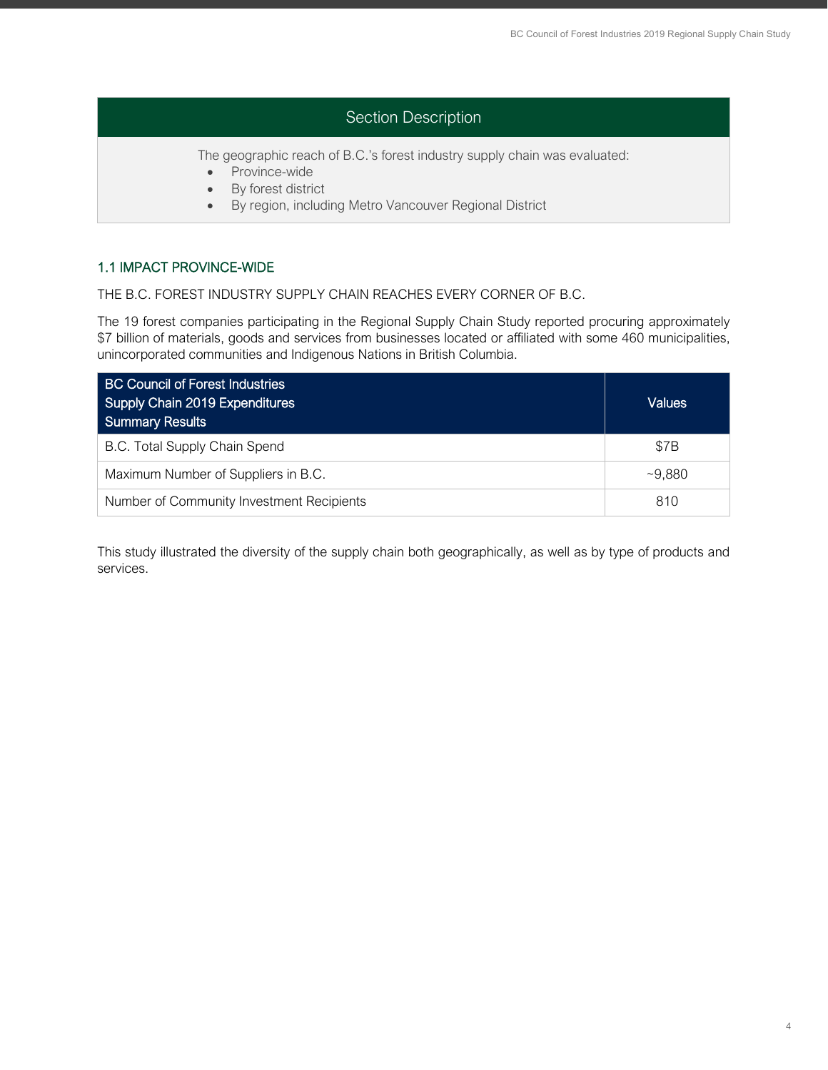## Section Description

The geographic reach of B.C.'s forest industry supply chain was evaluated:

- Province-wide
- By forest district
- By region, including Metro Vancouver Regional District

### 1.1 IMPACT PROVINCE-WIDE

THE B.C. FOREST INDUSTRY SUPPLY CHAIN REACHES EVERY CORNER OF B.C.

The 19 forest companies participating in the Regional Supply Chain Study reported procuring approximately $7 billion of materials, goods and services from businesses located or affiliated with some 460 municipalities, unincorporated communities and Indigenous Nations in British Columbia.

| BC Council of Forest Industries Supply Chain 2019 Expenditures Summary Results | Values |
|---|---|
| B.C. Total Supply Chain Spend | $7B |
| Maximum Number of Suppliers in B.C. | ~9,880 |
| Number of Community Investment Recipients | 810 |

This study illustrated the diversity of the supply chain both geographically, as well as by type of products and services.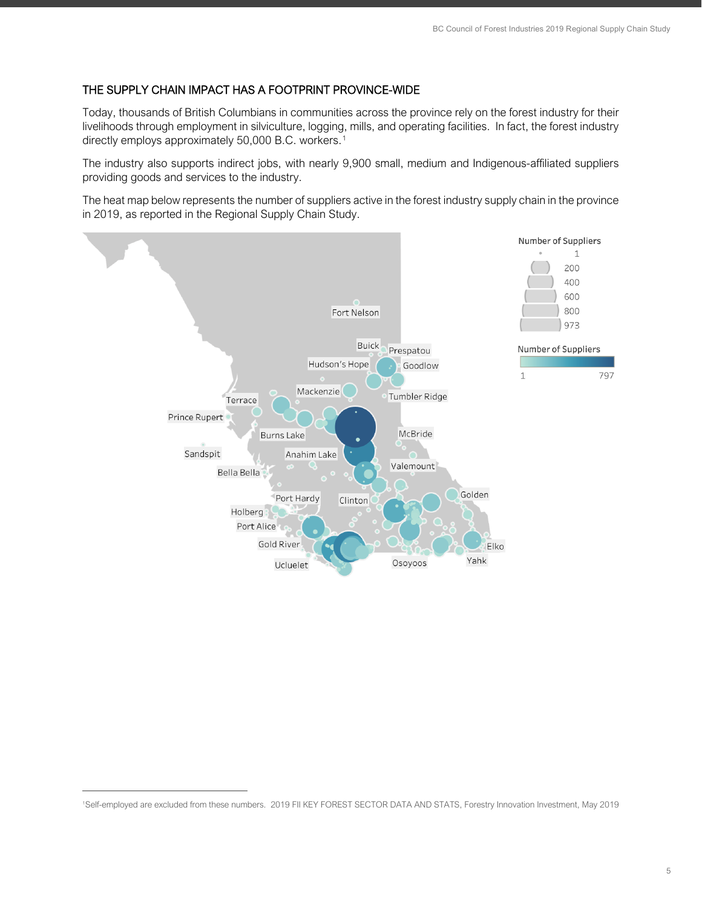## THE SUPPLY CHAIN IMPACT HAS A FOOTPRINT PROVINCE-WIDE

Today, thousands of British Columbians in communities across the province rely on the forest industry for their livelihoods through employment in silviculture, logging, mills, and operating facilities. In fact, the forest industry directly employs approximately 50,000 B.C. workers.[1]

The industry also supports indirect jobs, with nearly 9,900 small, medium and Indigenous-affiliated suppliers providing goods and services to the industry.

The heat map below represents the number of suppliers active in the forest industry supply chain in the province in 2019, as reported in the Regional Supply Chain Study.

Number of Suppliers: 1, 200, 400, 600, 800, 973

Number of Suppliers: 1 – 797

Fort Nelson, Buick, Prespatou, Hudson's Hope, Goodlow, Mackenzie, Tumbler Ridge, Terrace, Prince Rupert, Burns Lake, McBride, Sandspit, Anahim Lake, Bella Bella, Valemount, Port Hardy, Clinton, Golden, Holberg, Port Alice, Gold River, Elko, Yahk, Osoyoos, Ucluelet

---

[1] Self-employed are excluded from these numbers. 2019 FII KEY FOREST SECTOR DATA AND STATS, Forestry Innovation Investment, May 2019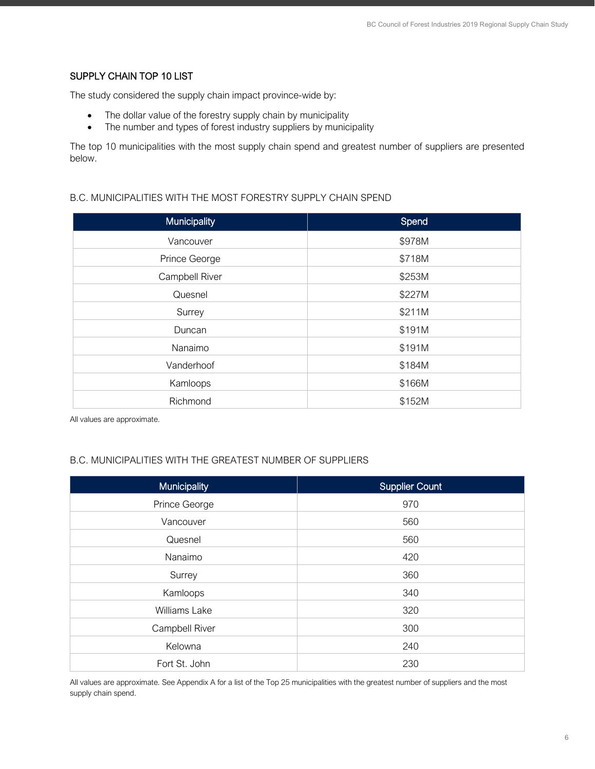## SUPPLY CHAIN TOP 10 LIST

The study considered the supply chain impact province-wide by:

- The dollar value of the forestry supply chain by municipality
- The number and types of forest industry suppliers by municipality

The top 10 municipalities with the most supply chain spend and greatest number of suppliers are presented below.

### B.C. MUNICIPALITIES WITH THE MOST FORESTRY SUPPLY CHAIN SPEND

| Municipality | Spend |
|---|---|
| Vancouver | $978M |
| Prince George | $718M |
| Campbell River | $253M |
| Quesnel | $227M |
| Surrey | $211M |
| Duncan | $191M |
| Nanaimo | $191M |
| Vanderhoof | $184M |
| Kamloops | $166M |
| Richmond | $152M |

All values are approximate.

### B.C. MUNICIPALITIES WITH THE GREATEST NUMBER OF SUPPLIERS

| Municipality | Supplier Count |
|---|---|
| Prince George | 970 |
| Vancouver | 560 |
| Quesnel | 560 |
| Nanaimo | 420 |
| Surrey | 360 |
| Kamloops | 340 |
| Williams Lake | 320 |
| Campbell River | 300 |
| Kelowna | 240 |
| Fort St. John | 230 |

All values are approximate. See Appendix A for a list of the Top 25 municipalities with the greatest number of suppliers and the most supply chain spend.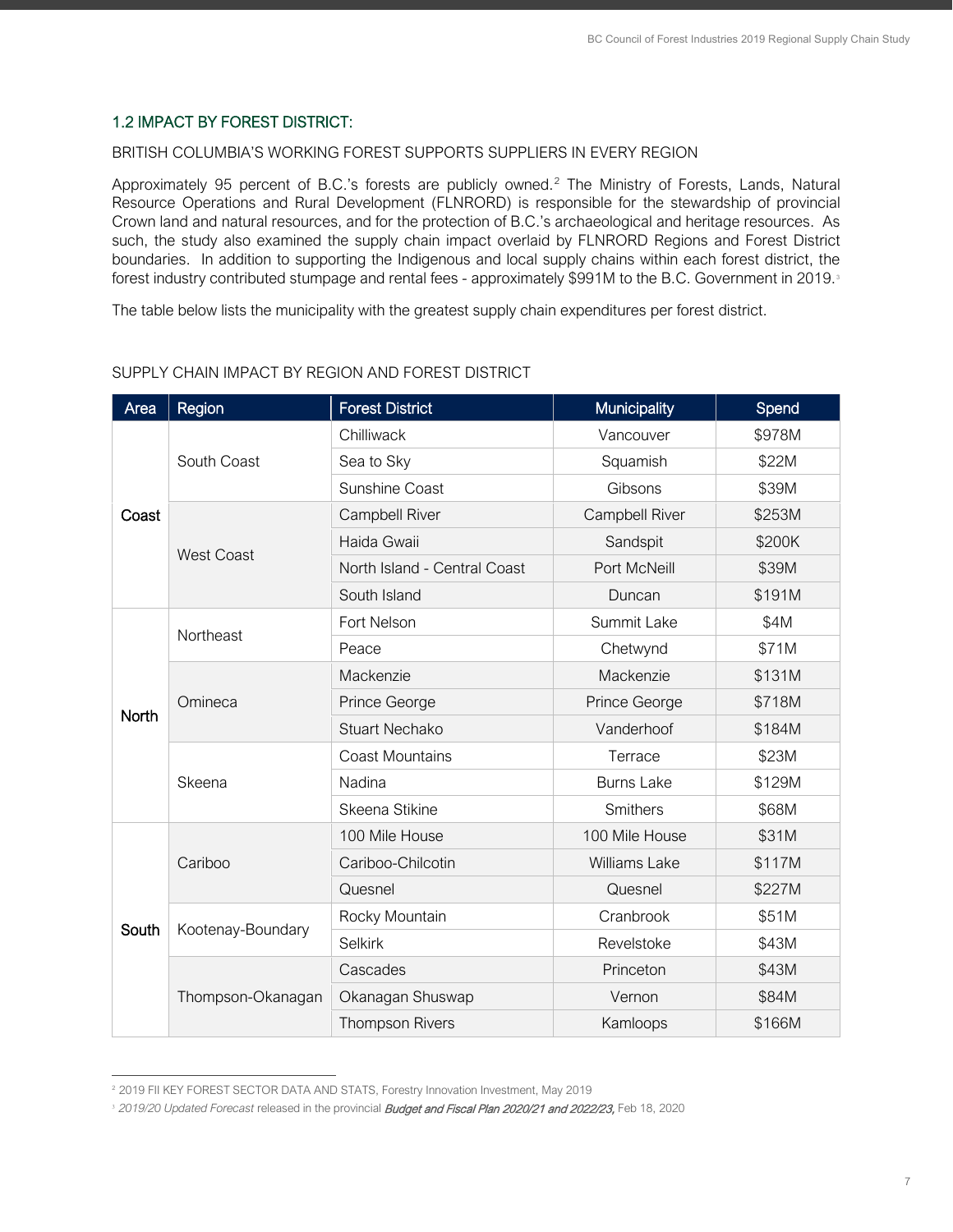## 1.2 IMPACT BY FOREST DISTRICT:

BRITISH COLUMBIA'S WORKING FOREST SUPPORTS SUPPLIERS IN EVERY REGION

Approximately 95 percent of B.C.'s forests are publicly owned.[2] The Ministry of Forests, Lands, Natural Resource Operations and Rural Development (FLNRORD) is responsible for the stewardship of provincial Crown land and natural resources, and for the protection of B.C.'s archaeological and heritage resources. As such, the study also examined the supply chain impact overlaid by FLNRORD Regions and Forest District boundaries. In addition to supporting the Indigenous and local supply chains within each forest district, the forest industry contributed stumpage and rental fees - approximately $991M to the B.C. Government in 2019.[3]

The table below lists the municipality with the greatest supply chain expenditures per forest district.

SUPPLY CHAIN IMPACT BY REGION AND FOREST DISTRICT

| Area | Region | Forest District | Municipality | Spend |
|---|---|---|---|---|
| Coast | South Coast | Chilliwack | Vancouver | $978M |
| | | Sea to Sky | Squamish | $22M |
| | | Sunshine Coast | Gibsons | $39M |
| | West Coast | Campbell River | Campbell River | $253M |
| | | Haida Gwaii | Sandspit | $200K |
| | | North Island - Central Coast | Port McNeill | $39M |
| | | South Island | Duncan | $191M |
| North | Northeast | Fort Nelson | Summit Lake | $4M |
| | | Peace | Chetwynd | $71M |
| | Omineca | Mackenzie | Mackenzie | $131M |
| | | Prince George | Prince George | $718M |
| | | Stuart Nechako | Vanderhoof | $184M |
| | Skeena | Coast Mountains | Terrace | $23M |
| | | Nadina | Burns Lake | $129M |
| | | Skeena Stikine | Smithers | $68M |
| South | Cariboo | 100 Mile House | 100 Mile House | $31M |
| | | Cariboo-Chilcotin | Williams Lake | $117M |
| | | Quesnel | Quesnel | $227M |
| | Kootenay-Boundary | Rocky Mountain | Cranbrook | $51M |
| | | Selkirk | Revelstoke | $43M |
| | Thompson-Okanagan | Cascades | Princeton | $43M |
| | | Okanagan Shuswap | Vernon | $84M |
| | | Thompson Rivers | Kamloops | $166M |

[2] 2019 FII KEY FOREST SECTOR DATA AND STATS, Forestry Innovation Investment, May 2019

[3] *2019/20 Updated Forecast* released in the provincial ***Budget and Fiscal Plan 2020/21 and 2022/23,*** Feb 18, 2020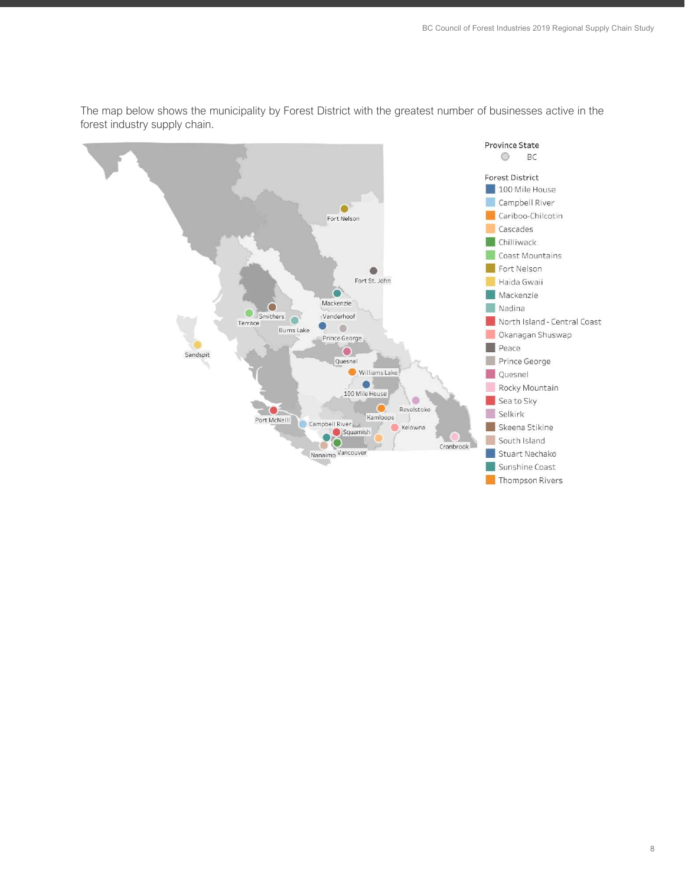The map below shows the municipality by Forest District with the greatest number of businesses active in the forest industry supply chain.

Province State

BC

Forest District

- 100 Mile House
- Campbell River
- Cariboo-Chilcotin
- Cascades
- Chilliwack
- Coast Mountains
- Fort Nelson
- Haida Gwaii
- Mackenzie
- Nadina
- North Island - Central Coast
- Okanagan Shuswap
- Peace
- Prince George
- Quesnel
- Rocky Mountain
- Sea to Sky
- Selkirk
- Skeena Stikine
- South Island
- Stuart Nechako
- Sunshine Coast
- Thompson Rivers

Fort Nelson, Fort St. John, Mackenzie, Smithers, Terrace, Vanderhoof, Burns Lake, Prince George, Sandspit, Quesnel, Williams Lake, 100 Mile House, Revelstoke, Kamloops, Port McNeill, Campbell River, Squamish, Kelowna, Cranbrook, Nanaimo, Vancouver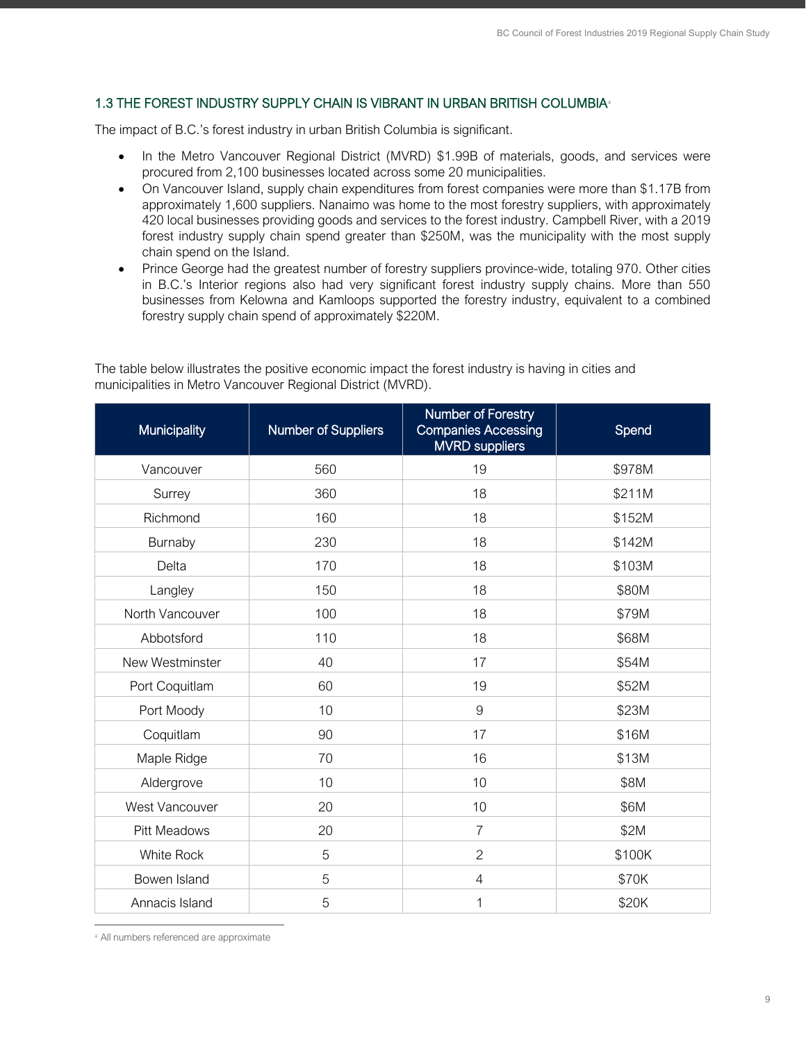### 1.3 THE FOREST INDUSTRY SUPPLY CHAIN IS VIBRANT IN URBAN BRITISH COLUMBIA[4]

The impact of B.C.'s forest industry in urban British Columbia is significant.

- In the Metro Vancouver Regional District (MVRD) $1.99B of materials, goods, and services were procured from 2,100 businesses located across some 20 municipalities.
- On Vancouver Island, supply chain expenditures from forest companies were more than $1.17B from approximately 1,600 suppliers. Nanaimo was home to the most forestry suppliers, with approximately 420 local businesses providing goods and services to the forest industry. Campbell River, with a 2019 forest industry supply chain spend greater than $250M, was the municipality with the most supply chain spend on the Island.
- Prince George had the greatest number of forestry suppliers province-wide, totaling 970. Other cities in B.C.'s Interior regions also had very significant forest industry supply chains. More than 550 businesses from Kelowna and Kamloops supported the forestry industry, equivalent to a combined forestry supply chain spend of approximately $220M.

The table below illustrates the positive economic impact the forest industry is having in cities and municipalities in Metro Vancouver Regional District (MVRD).

| Municipality | Number of Suppliers | Number of Forestry Companies Accessing MVRD suppliers | Spend |
|---|---|---|---|
| Vancouver | 560 | 19 | $978M |
| Surrey | 360 | 18 | $211M |
| Richmond | 160 | 18 | $152M |
| Burnaby | 230 | 18 | $142M |
| Delta | 170 | 18 | $103M |
| Langley | 150 | 18 | $80M |
| North Vancouver | 100 | 18 | $79M |
| Abbotsford | 110 | 18 | $68M |
| New Westminster | 40 | 17 | $54M |
| Port Coquitlam | 60 | 19 | $52M |
| Port Moody | 10 | 9 | $23M |
| Coquitlam | 90 | 17 | $16M |
| Maple Ridge | 70 | 16 | $13M |
| Aldergrove | 10 | 10 | $8M |
| West Vancouver | 20 | 10 | $6M |
| Pitt Meadows | 20 | 7 | $2M |
| White Rock | 5 | 2 | $100K |
| Bowen Island | 5 | 4 | $70K |
| Annacis Island | 5 | 1 | $20K |

[4] All numbers referenced are approximate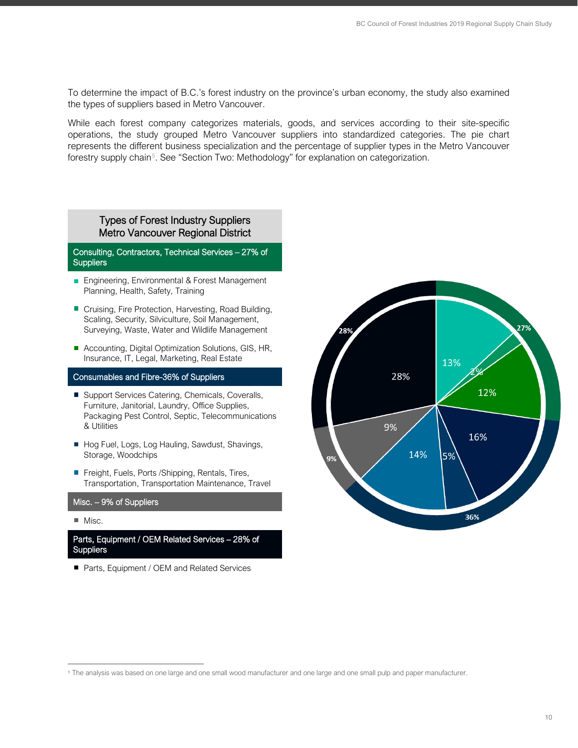To determine the impact of B.C.'s forest industry on the province's urban economy, the study also examined the types of suppliers based in Metro Vancouver.

While each forest company categorizes materials, goods, and services according to their site-specific operations, the study grouped Metro Vancouver suppliers into standardized categories. The pie chart represents the different business specialization and the percentage of supplier types in the Metro Vancouver forestry supply chain[5]. See "Section Two: Methodology" for explanation on categorization.

**Types of Forest Industry Suppliers Metro Vancouver Regional District**

**Consulting, Contractors, Technical Services – 27% of Suppliers**

- Engineering, Environmental & Forest Management Planning, Health, Safety, Training
- Cruising, Fire Protection, Harvesting, Road Building, Scaling, Security, Silviculture, Soil Management, Surveying, Waste, Water and Wildlife Management
- Accounting, Digital Optimization Solutions, GIS, HR, Insurance, IT, Legal, Marketing, Real Estate

**Consumables and Fibre-36% of Suppliers**

- Support Services Catering, Chemicals, Coveralls, Furniture, Janitorial, Laundry, Office Supplies, Packaging Pest Control, Septic, Telecommunications & Utilities
- Hog Fuel, Logs, Log Hauling, Sawdust, Shavings, Storage, Woodchips
- Freight, Fuels, Ports /Shipping, Rentals, Tires, Transportation, Transportation Maintenance, Travel

**Misc. – 9% of Suppliers**

- Misc.

**Parts, Equipment / OEM Related Services – 28% of Suppliers**

- Parts, Equipment / OEM and Related Services

27%, 13%, 2%, 12%, 36%, 16%, 5%, 14%, 9%, 9%, 28%, 28%

---

[5] The analysis was based on one large and one small wood manufacturer and one large and one small pulp and paper manufacturer.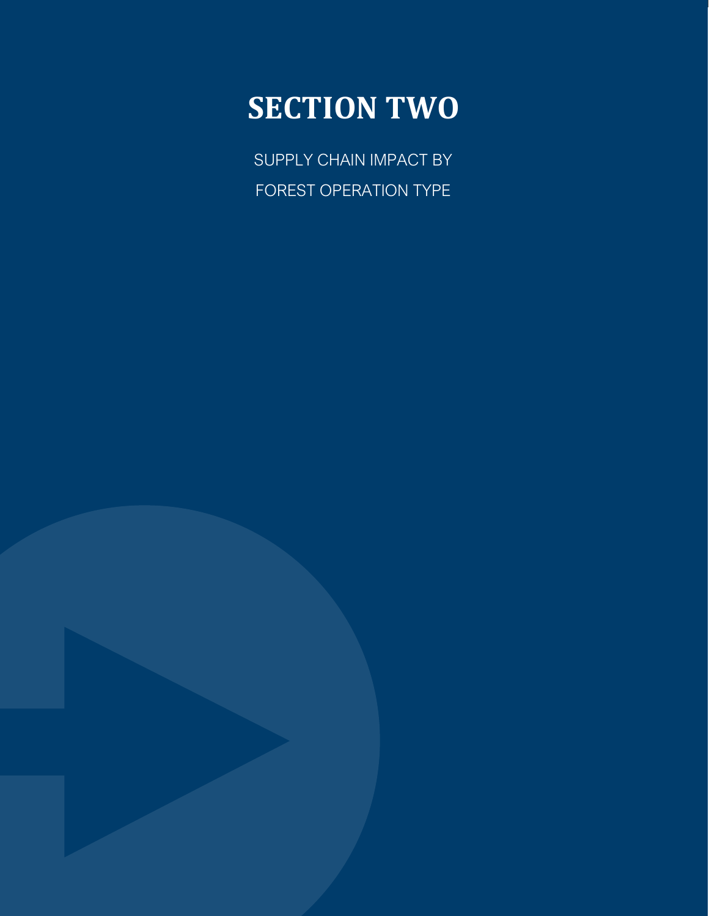# SECTION TWO

SUPPLY CHAIN IMPACT BY

FOREST OPERATION TYPE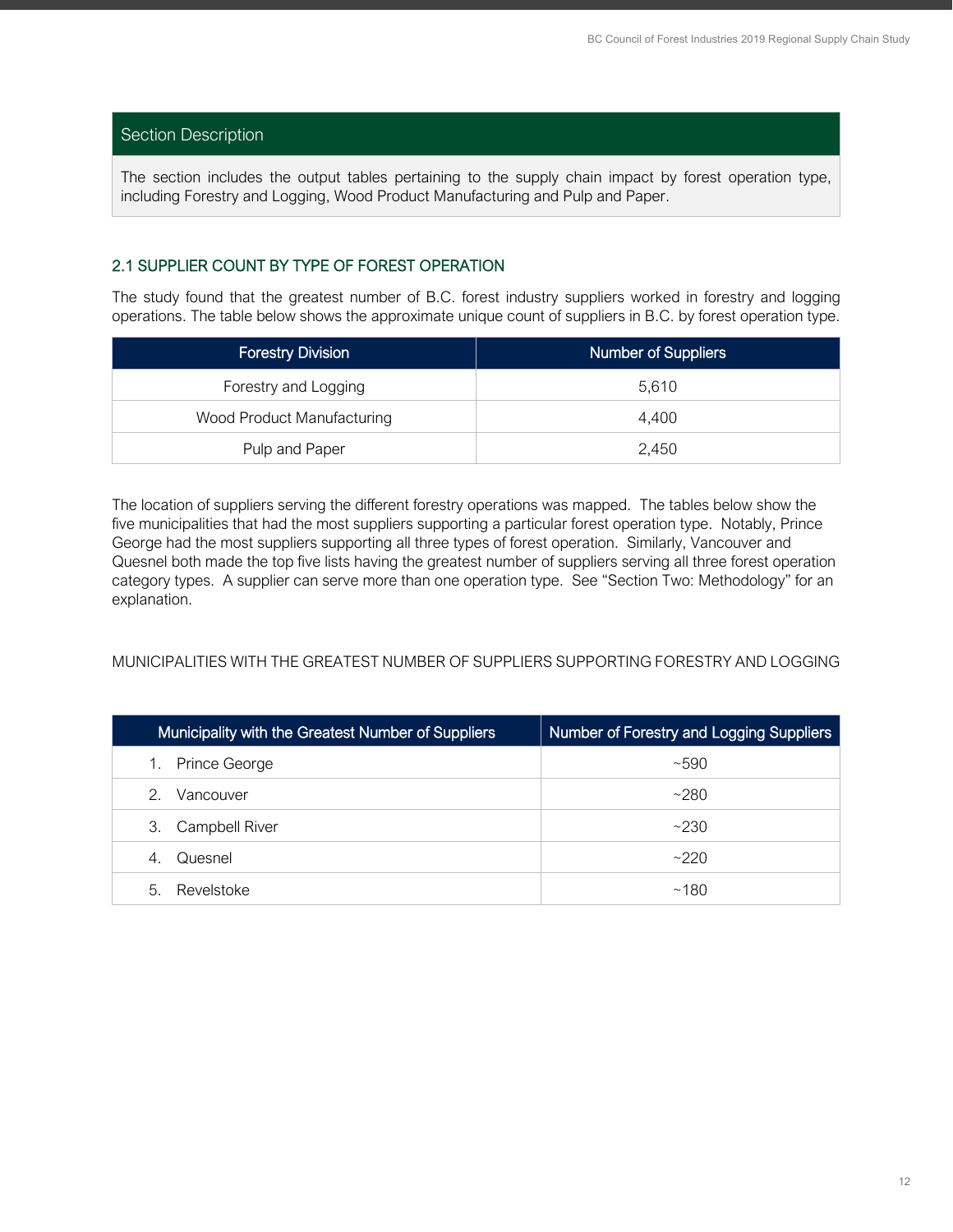## Section Description

The section includes the output tables pertaining to the supply chain impact by forest operation type, including Forestry and Logging, Wood Product Manufacturing and Pulp and Paper.

### 2.1 SUPPLIER COUNT BY TYPE OF FOREST OPERATION

The study found that the greatest number of B.C. forest industry suppliers worked in forestry and logging operations. The table below shows the approximate unique count of suppliers in B.C. by forest operation type.

| Forestry Division | Number of Suppliers |
| --- | --- |
| Forestry and Logging | 5,610 |
| Wood Product Manufacturing | 4,400 |
| Pulp and Paper | 2,450 |

The location of suppliers serving the different forestry operations was mapped. The tables below show the five municipalities that had the most suppliers supporting a particular forest operation type. Notably, Prince George had the most suppliers supporting all three types of forest operation. Similarly, Vancouver and Quesnel both made the top five lists having the greatest number of suppliers serving all three forest operation category types. A supplier can serve more than one operation type. See "Section Two: Methodology" for an explanation.

MUNICIPALITIES WITH THE GREATEST NUMBER OF SUPPLIERS SUPPORTING FORESTRY AND LOGGING

| Municipality with the Greatest Number of Suppliers | Number of Forestry and Logging Suppliers |
| --- | --- |
| 1. Prince George | ~590 |
| 2. Vancouver | ~280 |
| 3. Campbell River | ~230 |
| 4. Quesnel | ~220 |
| 5. Revelstoke | ~180 |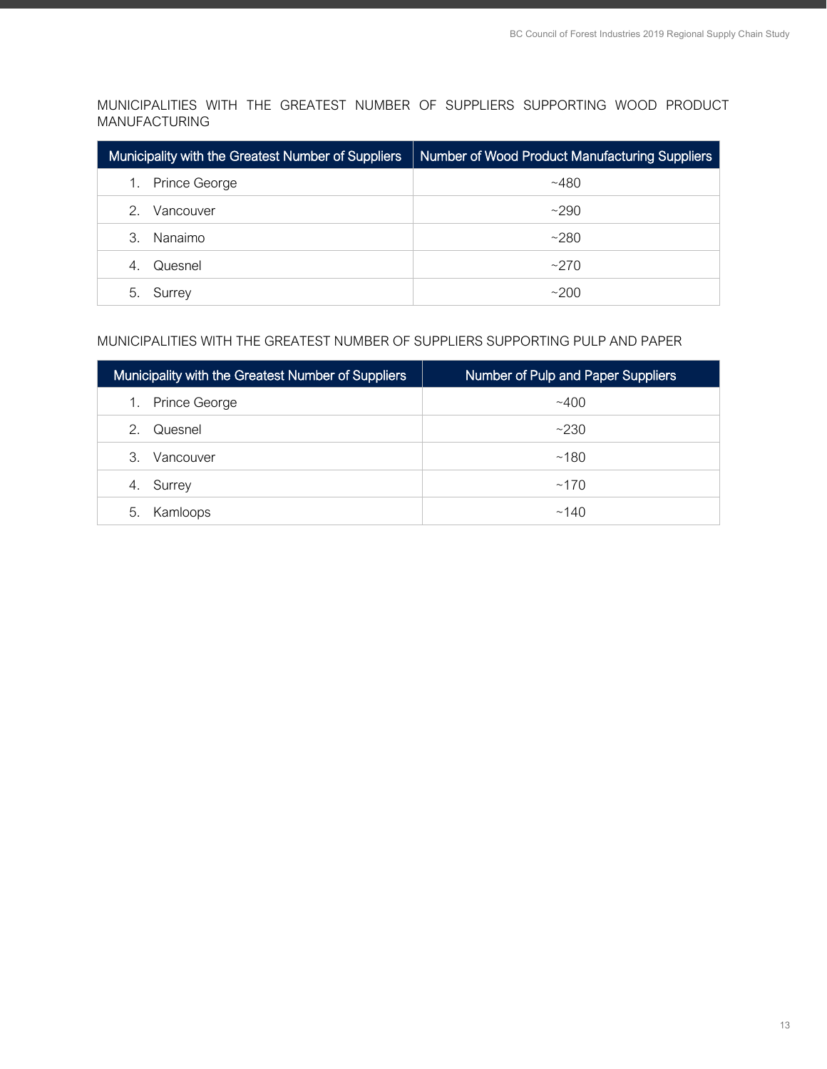MUNICIPALITIES WITH THE GREATEST NUMBER OF SUPPLIERS SUPPORTING WOOD PRODUCT MANUFACTURING

| Municipality with the Greatest Number of Suppliers | Number of Wood Product Manufacturing Suppliers |
|---|---|
| 1. Prince George | ~480 |
| 2. Vancouver | ~290 |
| 3. Nanaimo | ~280 |
| 4. Quesnel | ~270 |
| 5. Surrey | ~200 |

MUNICIPALITIES WITH THE GREATEST NUMBER OF SUPPLIERS SUPPORTING PULP AND PAPER

| Municipality with the Greatest Number of Suppliers | Number of Pulp and Paper Suppliers |
|---|---|
| 1. Prince George | ~400 |
| 2. Quesnel | ~230 |
| 3. Vancouver | ~180 |
| 4. Surrey | ~170 |
| 5. Kamloops | ~140 |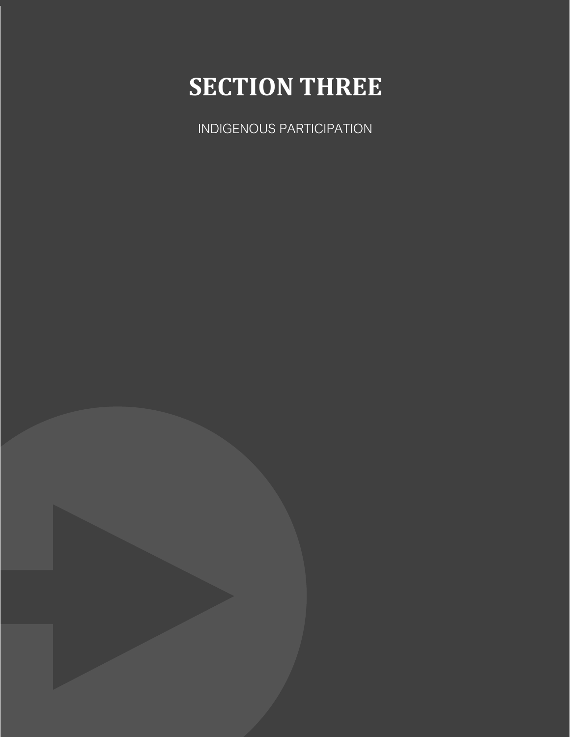# SECTION THREE

INDIGENOUS PARTICIPATION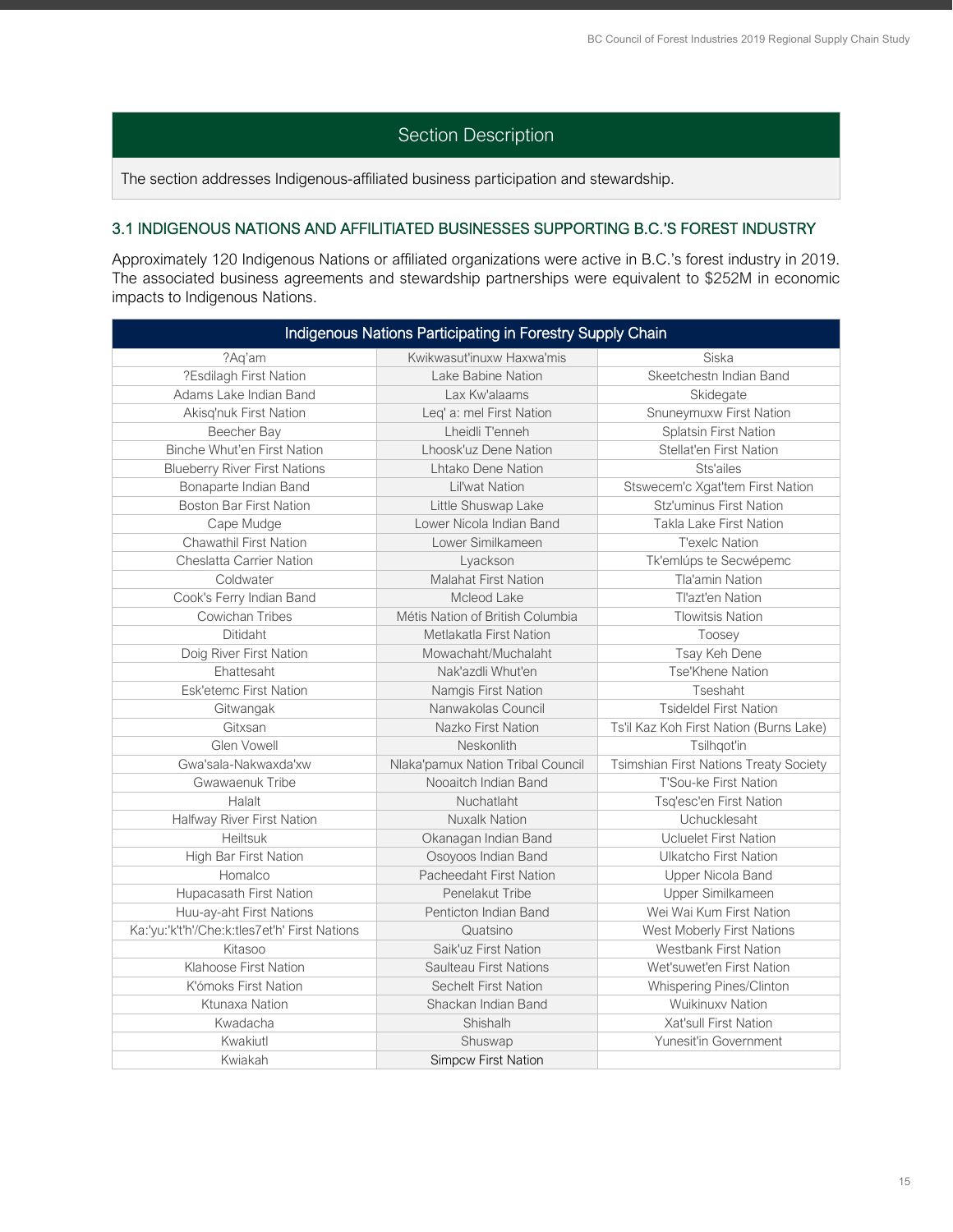## Section Description

The section addresses Indigenous-affiliated business participation and stewardship.

### 3.1 INDIGENOUS NATIONS AND AFFILITIATED BUSINESSES SUPPORTING B.C.'S FOREST INDUSTRY

Approximately 120 Indigenous Nations or affiliated organizations were active in B.C.'s forest industry in 2019. The associated business agreements and stewardship partnerships were equivalent to $252M in economic impacts to Indigenous Nations.

| Indigenous Nations Participating in Forestry Supply Chain | | |
|---|---|---|
| ?Aq'am | Kwikwasut'inuxw Haxwa'mis | Siska |
| ?Esdilagh First Nation | Lake Babine Nation | Skeetchestn Indian Band |
| Adams Lake Indian Band | Lax Kw'alaams | Skidegate |
| Akisq'nuk First Nation | Leq' a: mel First Nation | Snuneymuxw First Nation |
| Beecher Bay | Lheidli T'enneh | Splatsin First Nation |
| Binche Whut'en First Nation | Lhoosk'uz Dene Nation | Stellat'en First Nation |
| Blueberry River First Nations | Lhtako Dene Nation | Sts'ailes |
| Bonaparte Indian Band | Lil'wat Nation | Stswecem'c Xgat'tem First Nation |
| Boston Bar First Nation | Little Shuswap Lake | Stz'uminus First Nation |
| Cape Mudge | Lower Nicola Indian Band | Takla Lake First Nation |
| Chawathil First Nation | Lower Similkameen | T'exelc Nation |
| Cheslatta Carrier Nation | Lyackson | Tk'emlúps te Secwépemc |
| Coldwater | Malahat First Nation | Tla'amin Nation |
| Cook's Ferry Indian Band | Mcleod Lake | Tl'azt'en Nation |
| Cowichan Tribes | Métis Nation of British Columbia | Tlowitsis Nation |
| Ditidaht | Metlakatla First Nation | Toosey |
| Doig River First Nation | Mowachaht/Muchalaht | Tsay Keh Dene |
| Ehattesaht | Nak'azdli Whut'en | Tse'Khene Nation |
| Esk'etemc First Nation | Namgis First Nation | Tseshaht |
| Gitwangak | Nanwakolas Council | Tsideldel First Nation |
| Gitxsan | Nazko First Nation | Ts'il Kaz Koh First Nation (Burns Lake) |
| Glen Vowell | Neskonlith | Tsilhqot'in |
| Gwa'sala-Nakwaxda'xw | Nlaka'pamux Nation Tribal Council | Tsimshian First Nations Treaty Society |
| Gwawaenuk Tribe | Nooaitch Indian Band | T'Sou-ke First Nation |
| Halalt | Nuchatlaht | Tsq'esc'en First Nation |
| Halfway River First Nation | Nuxalk Nation | Uchucklesaht |
| Heiltsuk | Okanagan Indian Band | Ucluelet First Nation |
| High Bar First Nation | Osoyoos Indian Band | Ulkatcho First Nation |
| Homalco | Pacheedaht First Nation | Upper Nicola Band |
| Hupacasath First Nation | Penelakut Tribe | Upper Similkameen |
| Huu-ay-aht First Nations | Penticton Indian Band | Wei Wai Kum First Nation |
| Ka:'yu:'k't'h'/Che:k:tles7et'h' First Nations | Quatsino | West Moberly First Nations |
| Kitasoo | Saik'uz First Nation | Westbank First Nation |
| Klahoose First Nation | Saulteau First Nations | Wet'suwet'en First Nation |
| K'ómoks First Nation | Sechelt First Nation | Whispering Pines/Clinton |
| Ktunaxa Nation | Shackan Indian Band | Wuikinuxv Nation |
| Kwadacha | Shishalh | Xat'sull First Nation |
| Kwakiutl | Shuswap | Yunesit'in Government |
| Kwiakah | Simpcw First Nation | |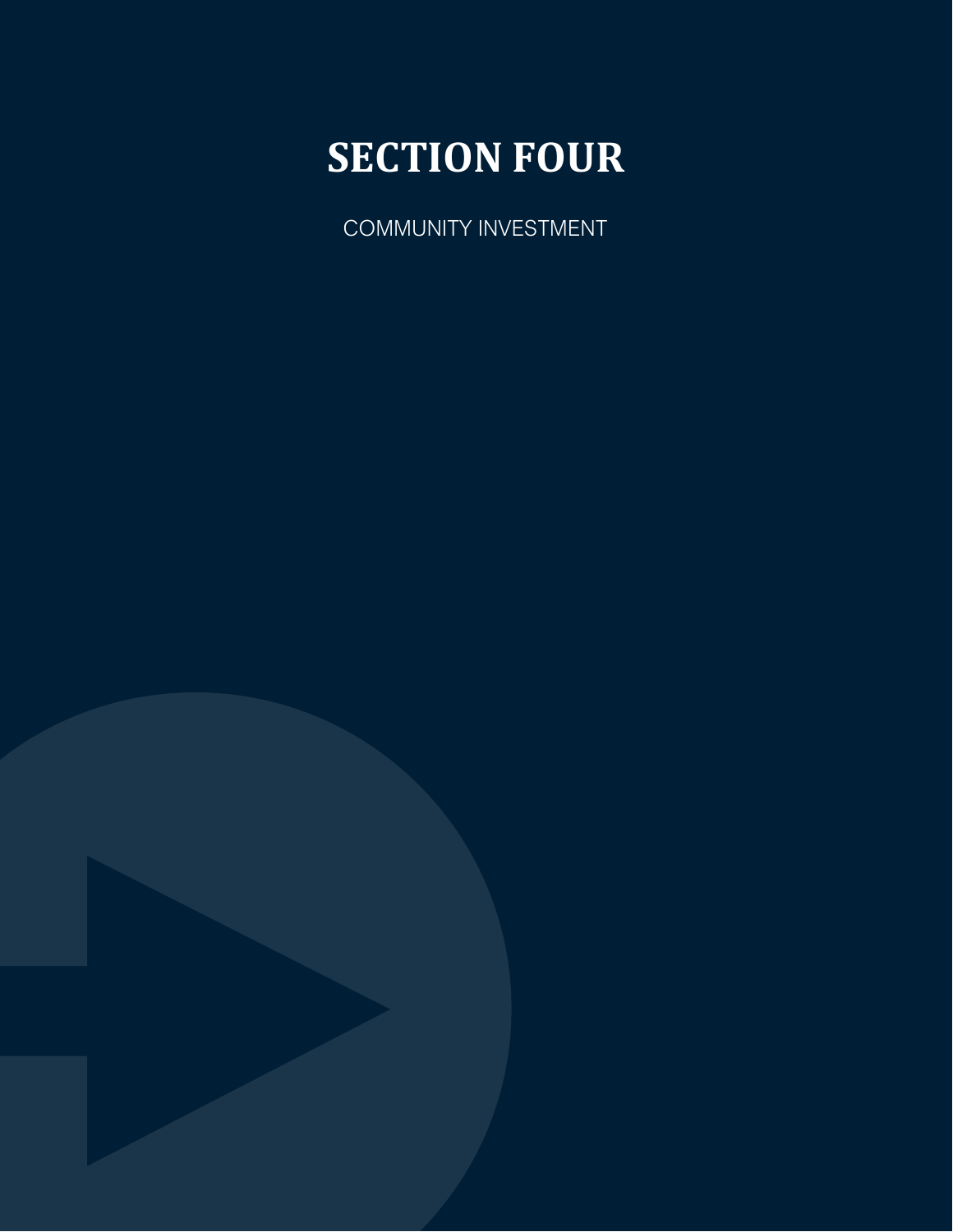# SECTION FOUR

COMMUNITY INVESTMENT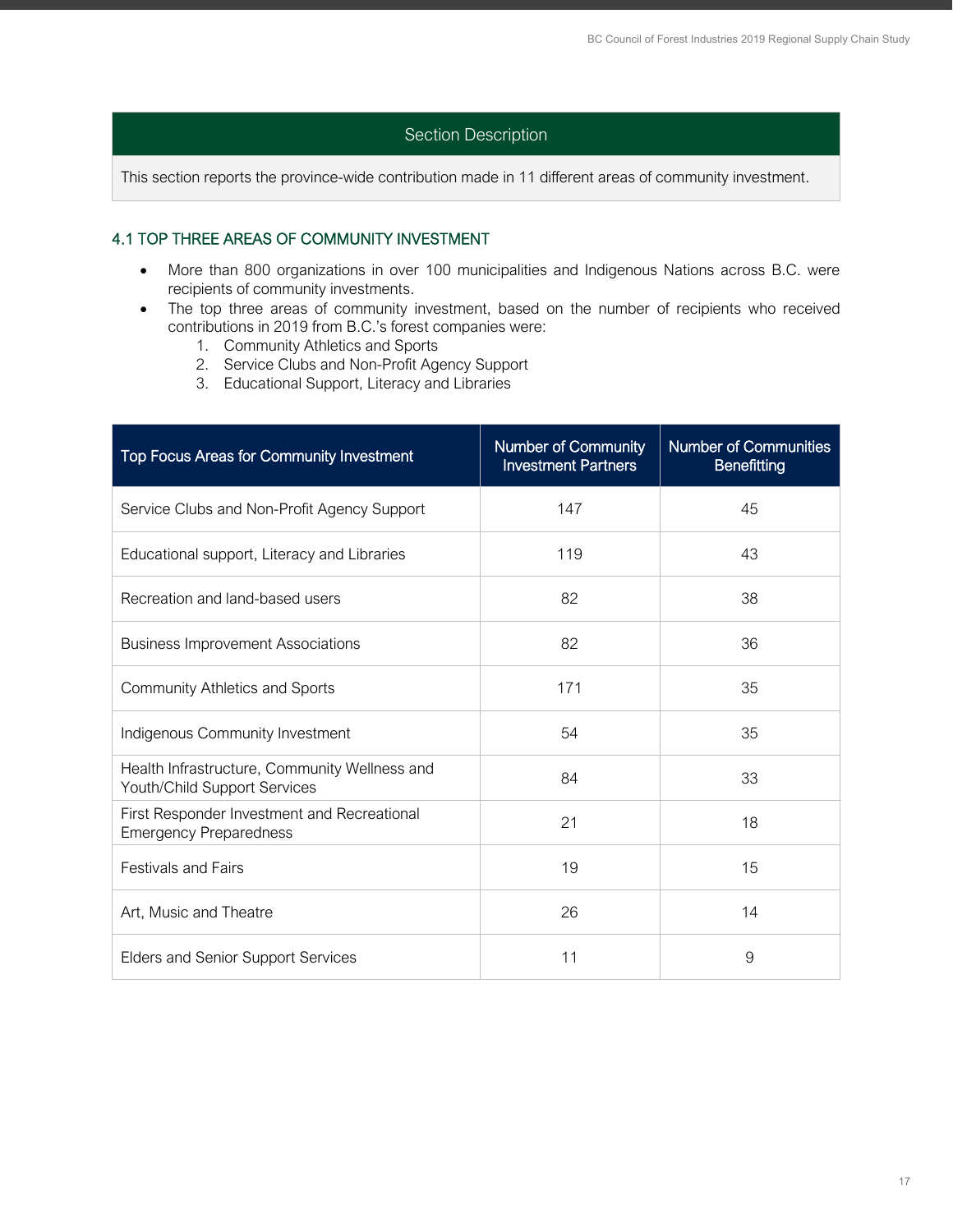## Section Description

This section reports the province-wide contribution made in 11 different areas of community investment.

### 4.1 TOP THREE AREAS OF COMMUNITY INVESTMENT

- More than 800 organizations in over 100 municipalities and Indigenous Nations across B.C. were recipients of community investments.
- The top three areas of community investment, based on the number of recipients who received contributions in 2019 from B.C.'s forest companies were:
  1. Community Athletics and Sports
  2. Service Clubs and Non-Profit Agency Support
  3. Educational Support, Literacy and Libraries

| Top Focus Areas for Community Investment | Number of Community Investment Partners | Number of Communities Benefitting |
|---|---|---|
| Service Clubs and Non-Profit Agency Support | 147 | 45 |
| Educational support, Literacy and Libraries | 119 | 43 |
| Recreation and land-based users | 82 | 38 |
| Business Improvement Associations | 82 | 36 |
| Community Athletics and Sports | 171 | 35 |
| Indigenous Community Investment | 54 | 35 |
| Health Infrastructure, Community Wellness and Youth/Child Support Services | 84 | 33 |
| First Responder Investment and Recreational Emergency Preparedness | 21 | 18 |
| Festivals and Fairs | 19 | 15 |
| Art, Music and Theatre | 26 | 14 |
| Elders and Senior Support Services | 11 | 9 |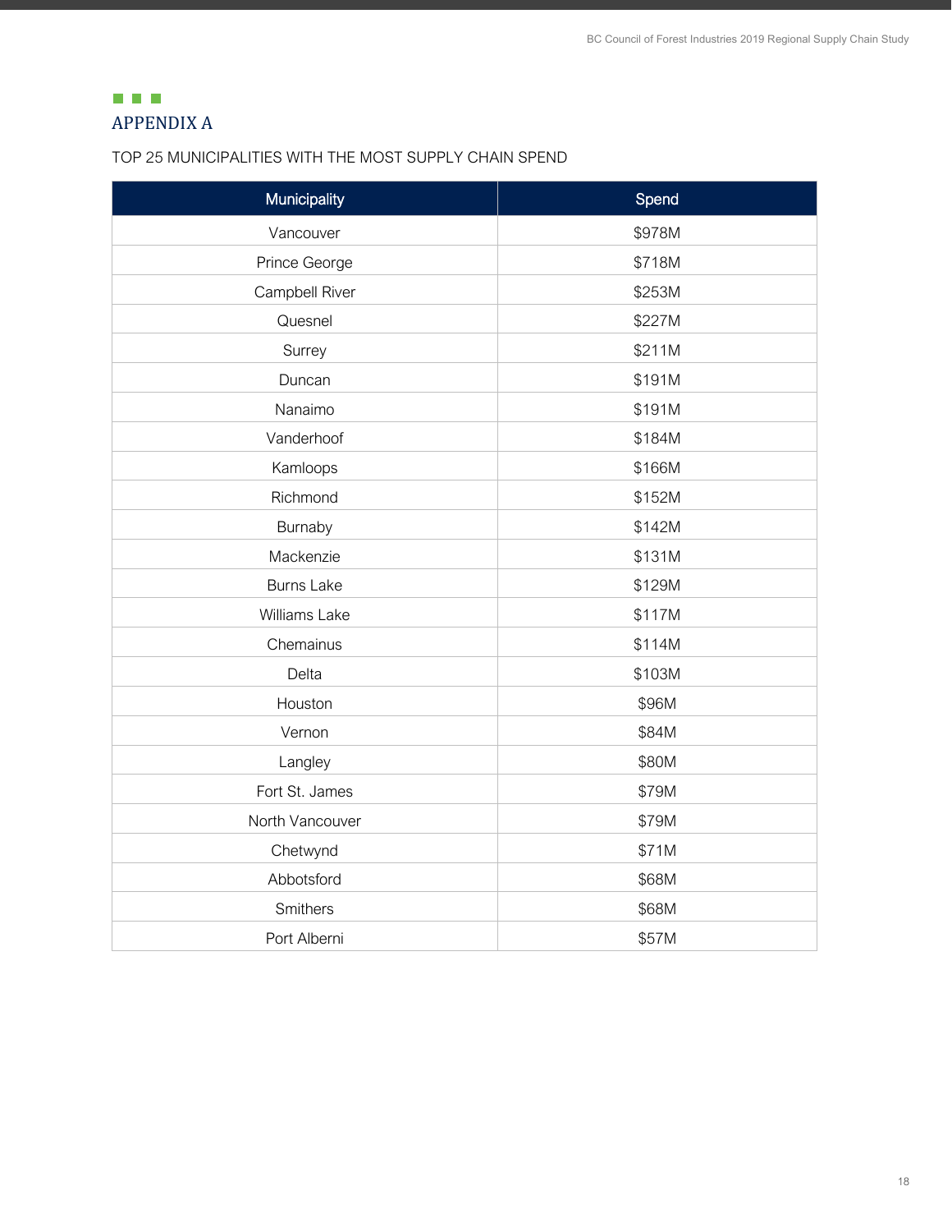## APPENDIX A

TOP 25 MUNICIPALITIES WITH THE MOST SUPPLY CHAIN SPEND

| Municipality | Spend |
|---|---|
| Vancouver | $978M |
| Prince George | $718M |
| Campbell River | $253M |
| Quesnel | $227M |
| Surrey | $211M |
| Duncan | $191M |
| Nanaimo | $191M |
| Vanderhoof | $184M |
| Kamloops | $166M |
| Richmond | $152M |
| Burnaby | $142M |
| Mackenzie | $131M |
| Burns Lake | $129M |
| Williams Lake | $117M |
| Chemainus | $114M |
| Delta | $103M |
| Houston | $96M |
| Vernon | $84M |
| Langley | $80M |
| Fort St. James | $79M |
| North Vancouver | $79M |
| Chetwynd | $71M |
| Abbotsford | $68M |
| Smithers | $68M |
| Port Alberni | $57M |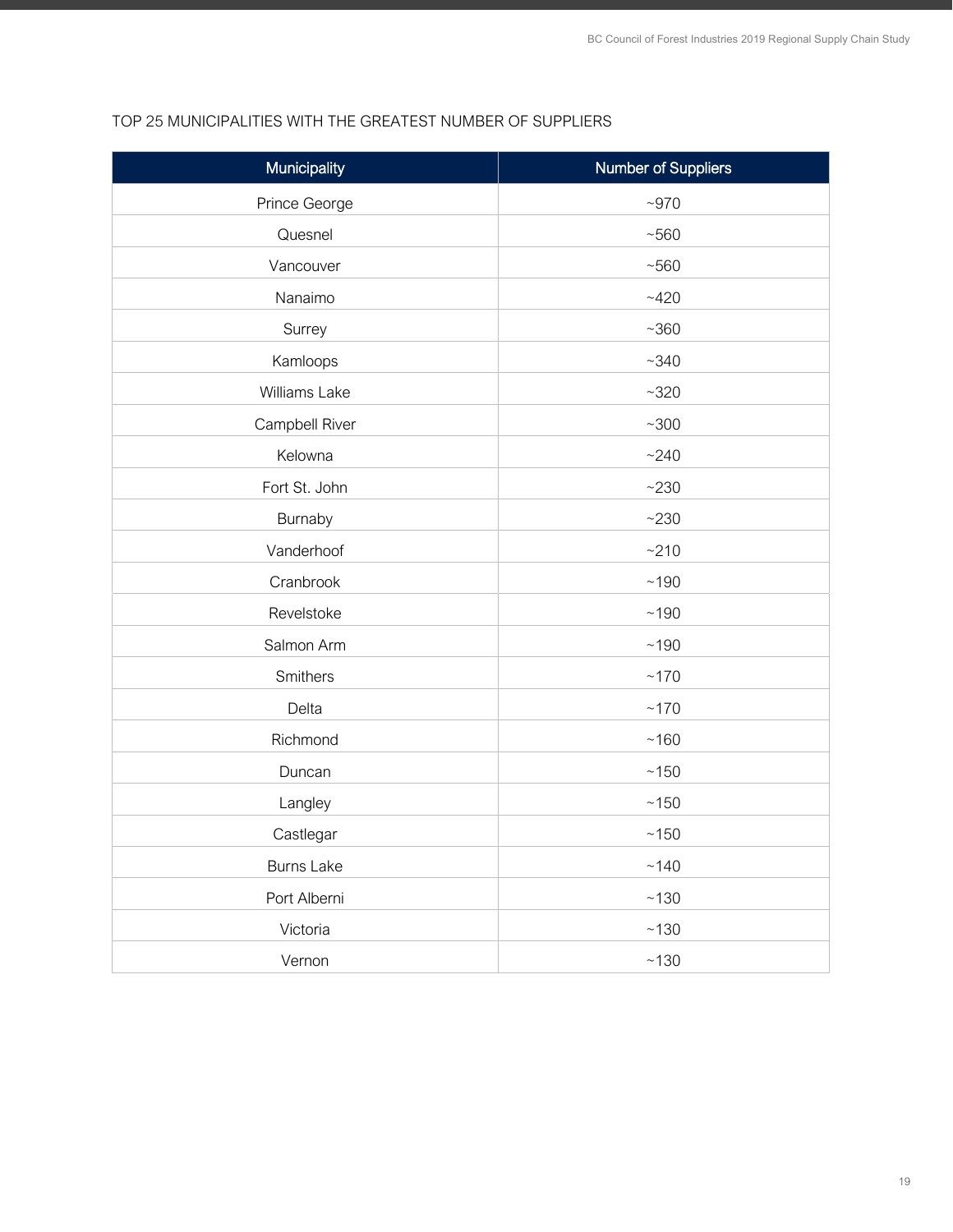TOP 25 MUNICIPALITIES WITH THE GREATEST NUMBER OF SUPPLIERS

| Municipality | Number of Suppliers |
| --- | --- |
| Prince George | ~970 |
| Quesnel | ~560 |
| Vancouver | ~560 |
| Nanaimo | ~420 |
| Surrey | ~360 |
| Kamloops | ~340 |
| Williams Lake | ~320 |
| Campbell River | ~300 |
| Kelowna | ~240 |
| Fort St. John | ~230 |
| Burnaby | ~230 |
| Vanderhoof | ~210 |
| Cranbrook | ~190 |
| Revelstoke | ~190 |
| Salmon Arm | ~190 |
| Smithers | ~170 |
| Delta | ~170 |
| Richmond | ~160 |
| Duncan | ~150 |
| Langley | ~150 |
| Castlegar | ~150 |
| Burns Lake | ~140 |
| Port Alberni | ~130 |
| Victoria | ~130 |
| Vernon | ~130 |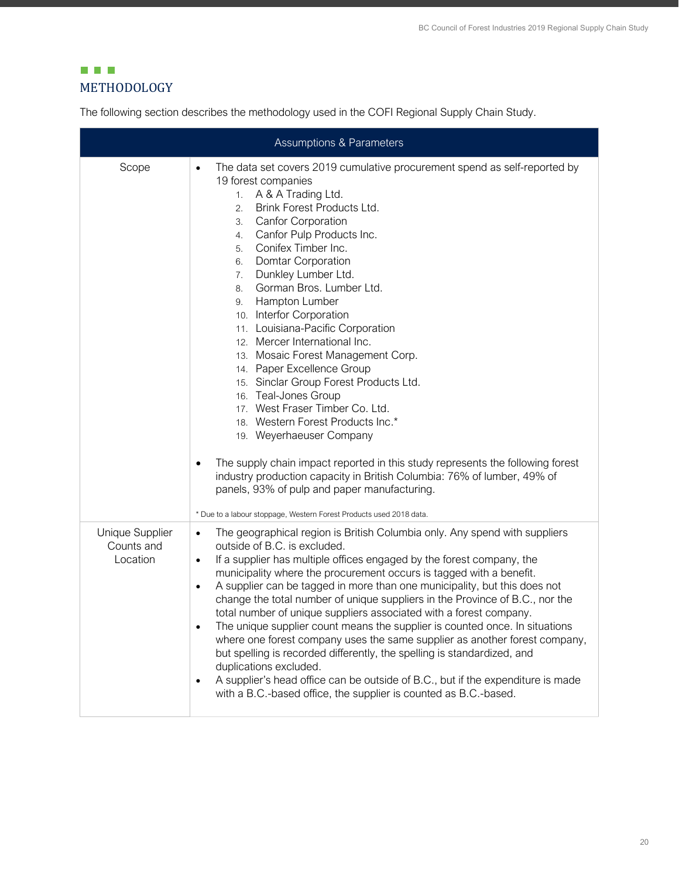## METHODOLOGY

The following section describes the methodology used in the COFI Regional Supply Chain Study.

| Assumptions & Parameters | |
|---|---|
| Scope | • The data set covers 2019 cumulative procurement spend as self-reported by 19 forest companies<br>1. A & A Trading Ltd.<br>2. Brink Forest Products Ltd.<br>3. Canfor Corporation<br>4. Canfor Pulp Products Inc.<br>5. Conifex Timber Inc.<br>6. Domtar Corporation<br>7. Dunkley Lumber Ltd.<br>8. Gorman Bros. Lumber Ltd.<br>9. Hampton Lumber<br>10. Interfor Corporation<br>11. Louisiana-Pacific Corporation<br>12. Mercer International Inc.<br>13. Mosaic Forest Management Corp.<br>14. Paper Excellence Group<br>15. Sinclar Group Forest Products Ltd.<br>16. Teal-Jones Group<br>17. West Fraser Timber Co. Ltd.<br>18. Western Forest Products Inc.*<br>19. Weyerhaeuser Company<br><br>• The supply chain impact reported in this study represents the following forest industry production capacity in British Columbia: 76% of lumber, 49% of panels, 93% of pulp and paper manufacturing.<br><br>* Due to a labour stoppage, Western Forest Products used 2018 data. |
| Unique Supplier Counts and Location | • The geographical region is British Columbia only. Any spend with suppliers outside of B.C. is excluded.<br>• If a supplier has multiple offices engaged by the forest company, the municipality where the procurement occurs is tagged with a benefit.<br>• A supplier can be tagged in more than one municipality, but this does not change the total number of unique suppliers in the Province of B.C., nor the total number of unique suppliers associated with a forest company.<br>• The unique supplier count means the supplier is counted once. In situations where one forest company uses the same supplier as another forest company, but spelling is recorded differently, the spelling is standardized, and duplications excluded.<br>• A supplier's head office can be outside of B.C., but if the expenditure is made with a B.C.-based office, the supplier is counted as B.C.-based. |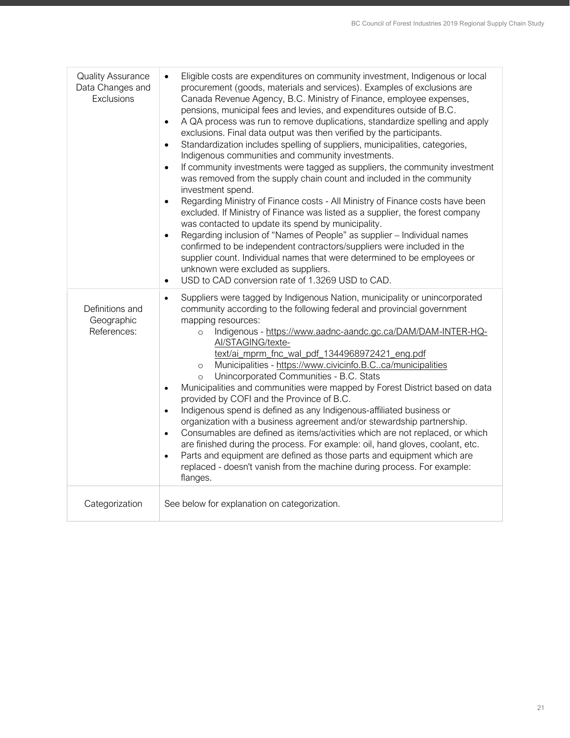| | |
|---|---|
| Quality Assurance Data Changes and Exclusions | • Eligible costs are expenditures on community investment, Indigenous or local procurement (goods, materials and services). Examples of exclusions are Canada Revenue Agency, B.C. Ministry of Finance, employee expenses, pensions, municipal fees and levies, and expenditures outside of B.C.<br>• A QA process was run to remove duplications, standardize spelling and apply exclusions. Final data output was then verified by the participants.<br>• Standardization includes spelling of suppliers, municipalities, categories, Indigenous communities and community investments.<br>• If community investments were tagged as suppliers, the community investment was removed from the supply chain count and included in the community investment spend.<br>• Regarding Ministry of Finance costs - All Ministry of Finance costs have been excluded. If Ministry of Finance was listed as a supplier, the forest company was contacted to update its spend by municipality.<br>• Regarding inclusion of "Names of People" as supplier – Individual names confirmed to be independent contractors/suppliers were included in the supplier count. Individual names that were determined to be employees or unknown were excluded as suppliers.<br>• USD to CAD conversion rate of 1.3269 USD to CAD. |
| Definitions and Geographic References: | • Suppliers were tagged by Indigenous Nation, municipality or unincorporated community according to the following federal and provincial government mapping resources:<br>  ○ Indigenous - https://www.aadnc-aandc.gc.ca/DAM/DAM-INTER-HQ-AI/STAGING/texte-text/ai_mprm_fnc_wal_pdf_1344968972421_eng.pdf<br>  ○ Municipalities - https://www.civicinfo.B.C..ca/municipalities<br>  ○ Unincorporated Communities - B.C. Stats<br>• Municipalities and communities were mapped by Forest District based on data provided by COFI and the Province of B.C.<br>• Indigenous spend is defined as any Indigenous-affiliated business or organization with a business agreement and/or stewardship partnership.<br>• Consumables are defined as items/activities which are not replaced, or which are finished during the process. For example: oil, hand gloves, coolant, etc.<br>• Parts and equipment are defined as those parts and equipment which are replaced - doesn't vanish from the machine during process. For example: flanges. |
| Categorization | See below for explanation on categorization. |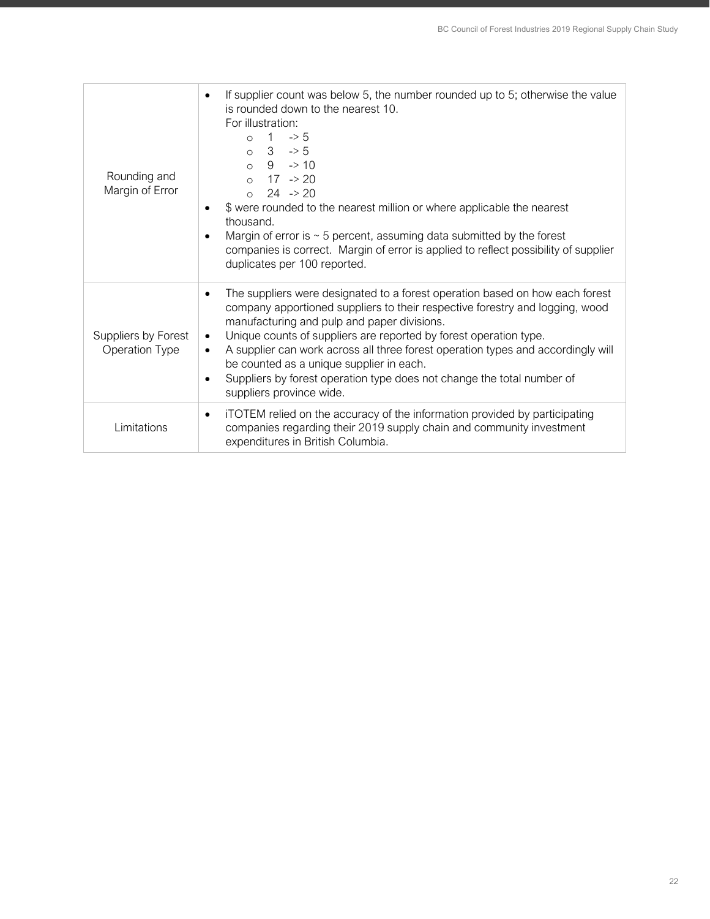| | |
|---|---|
| Rounding and Margin of Error | • If supplier count was below 5, the number rounded up to 5; otherwise the value is rounded down to the nearest 10.<br>For illustration:<br>○ 1 -> 5<br>○ 3 -> 5<br>○ 9 -> 10<br>○ 17 -> 20<br>○ 24 -> 20<br>• $ were rounded to the nearest million or where applicable the nearest thousand.<br>• Margin of error is ~ 5 percent, assuming data submitted by the forest companies is correct. Margin of error is applied to reflect possibility of supplier duplicates per 100 reported. |
| Suppliers by Forest Operation Type | • The suppliers were designated to a forest operation based on how each forest company apportioned suppliers to their respective forestry and logging, wood manufacturing and pulp and paper divisions.<br>• Unique counts of suppliers are reported by forest operation type.<br>• A supplier can work across all three forest operation types and accordingly will be counted as a unique supplier in each.<br>• Suppliers by forest operation type does not change the total number of suppliers province wide. |
| Limitations | • iTOTEM relied on the accuracy of the information provided by participating companies regarding their 2019 supply chain and community investment expenditures in British Columbia. |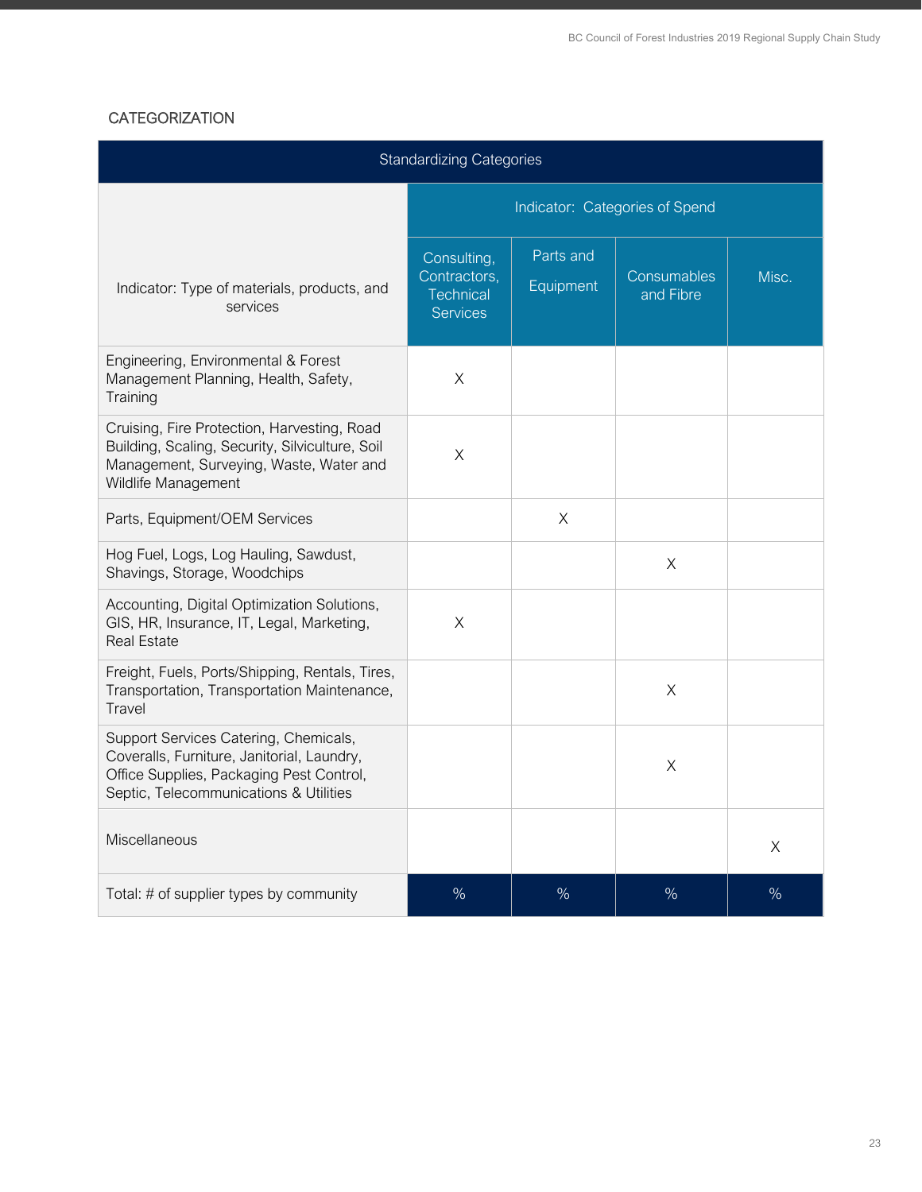## CATEGORIZATION

| Standardizing Categories | | | | |
|---|---|---|---|---|
| | Indicator: Categories of Spend | | | |
| Indicator: Type of materials, products, and services | Consulting, Contractors, Technical Services | Parts and Equipment | Consumables and Fibre | Misc. |
| Engineering, Environmental & Forest Management Planning, Health, Safety, Training | X | | | |
| Cruising, Fire Protection, Harvesting, Road Building, Scaling, Security, Silviculture, Soil Management, Surveying, Waste, Water and Wildlife Management | X | | | |
| Parts, Equipment/OEM Services | | X | | |
| Hog Fuel, Logs, Log Hauling, Sawdust, Shavings, Storage, Woodchips | | | X | |
| Accounting, Digital Optimization Solutions, GIS, HR, Insurance, IT, Legal, Marketing, Real Estate | X | | | |
| Freight, Fuels, Ports/Shipping, Rentals, Tires, Transportation, Transportation Maintenance, Travel | | | X | |
| Support Services Catering, Chemicals, Coveralls, Furniture, Janitorial, Laundry, Office Supplies, Packaging Pest Control, Septic, Telecommunications & Utilities | | | X | |
| Miscellaneous | | | | X |
| Total: # of supplier types by community | % | % | % | % |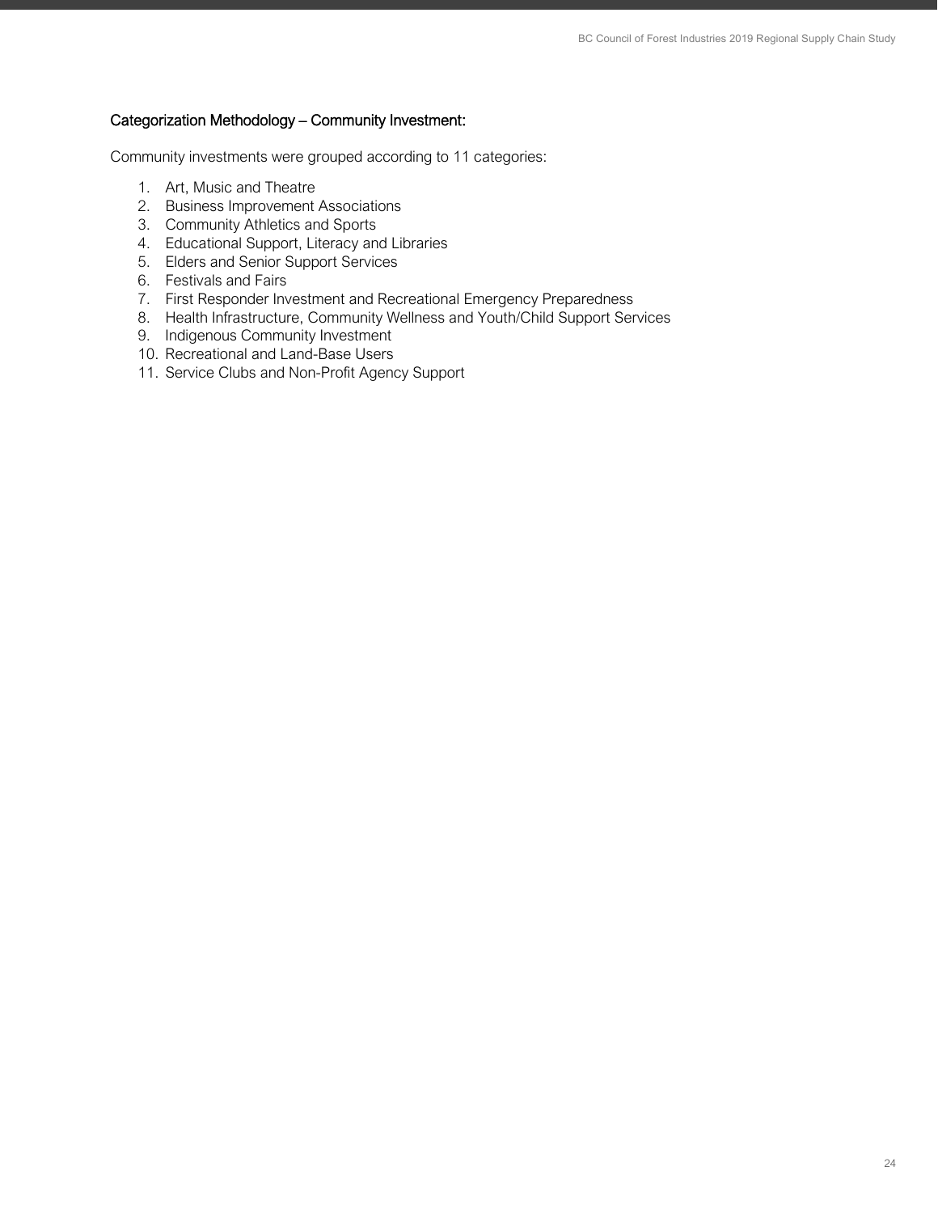### Categorization Methodology – Community Investment:

Community investments were grouped according to 11 categories:

1. Art, Music and Theatre
2. Business Improvement Associations
3. Community Athletics and Sports
4. Educational Support, Literacy and Libraries
5. Elders and Senior Support Services
6. Festivals and Fairs
7. First Responder Investment and Recreational Emergency Preparedness
8. Health Infrastructure, Community Wellness and Youth/Child Support Services
9. Indigenous Community Investment
10. Recreational and Land-Base Users
11. Service Clubs and Non-Profit Agency Support